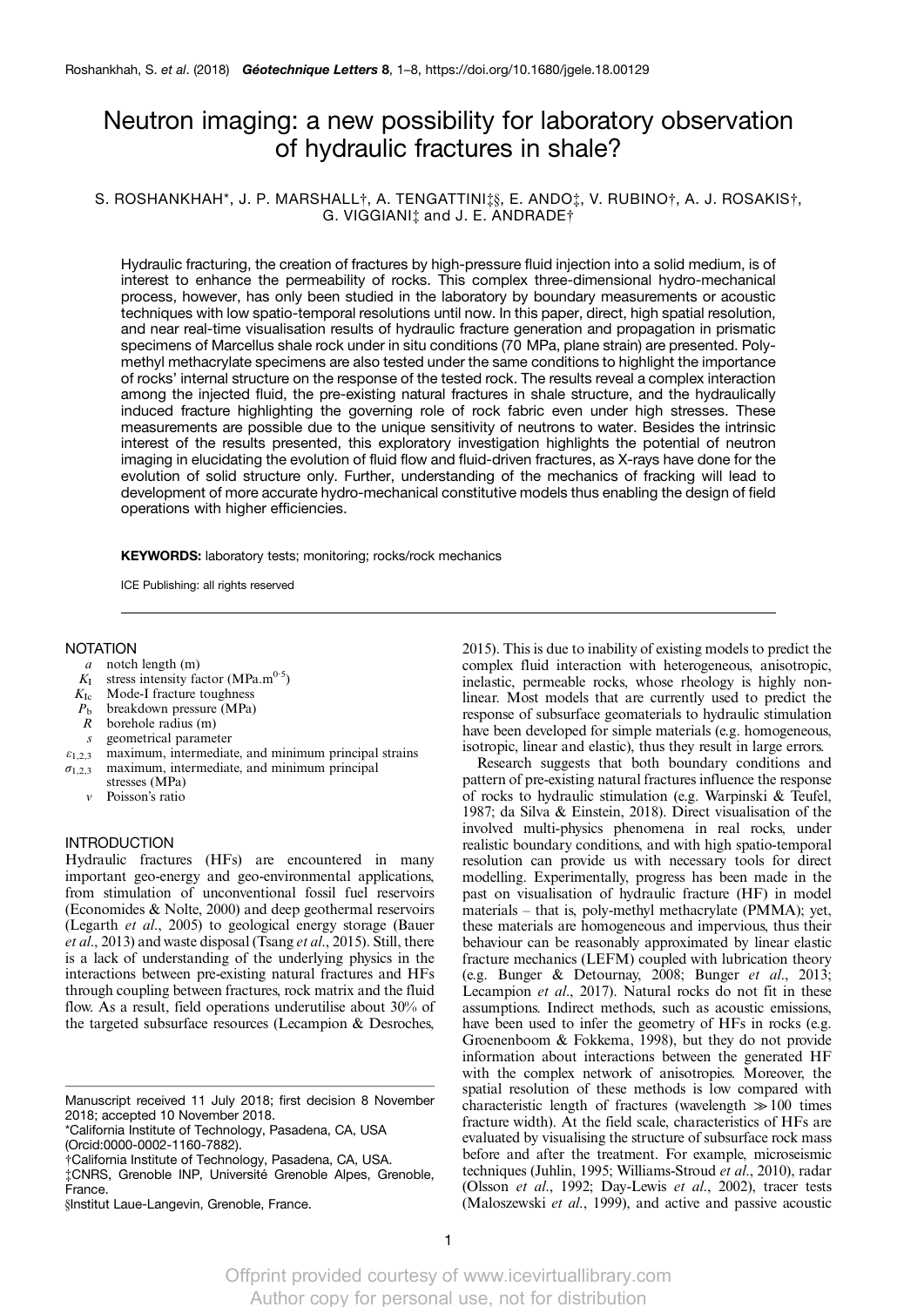# Neutron imaging: a new possibility for laboratory observation of hydraulic fractures in shale?

S. ROSHANKHAH*, J. P. MARSHALL†, A. TENGATTINI‡§, E. ANDO‡, V. RUBINO†, A. J. ROSAKIS†, G. VIGGIANI‡ and J. E. ANDRADE†

Hydraulic fracturing, the creation of fractures by high-pressure fluid injection into a solid medium, is of interest to enhance the permeability of rocks. This complex three-dimensional hydro-mechanical process, however, has only been studied in the laboratory by boundary measurements or acoustic techniques with low spatio-temporal resolutions until now. In this paper, direct, high spatial resolution, and near real-time visualisation results of hydraulic fracture generation and propagation in prismatic specimens of Marcellus shale rock under in situ conditions (70 MPa, plane strain) are presented. Poly-methyl methacrylate specimens are also tested under the same conditions to highlight the importance of rocks' internal structure on the response of the tested rock. The results reveal a complex interaction among the injected fluid, the pre-existing natural fractures in shale structure, and the hydraulically induced fracture highlighting the governing role of rock fabric even under high stresses. These measurements are possible due to the unique sensitivity of neutrons to water. Besides the intrinsic interest of the results presented, this exploratory investigation highlights the potential of neutron imaging in elucidating the evolution of fluid flow and fluid-driven fractures, as X-rays have done for the evolution of solid structure only. Further, understanding of the mechanics of fracking will lead to development of more accurate hydro-mechanical constitutive models thus enabling the design of field operations with higher efficiencies.

**KEYWORDS:** laboratory tests; monitoring; rocks/rock mechanics

ICE Publishing: all rights reserved

## NOTATION

- $a$ notch length (m)
- $K_I$ stress intensity factor (MPa.m$^{0.5}$)
- $K_{Ic}$ Mode-I fracture toughness
- $P_b$ breakdown pressure (MPa)
- $R$ borehole radius (m)
- $s$ geometrical parameter
- $\varepsilon_{1,2,3}$ maximum, intermediate, and minimum principal strains
- $\sigma_{1,2,3}$ maximum, intermediate, and minimum principal stresses (MPa)
- $v$ Poisson's ratio

## INTRODUCTION

Hydraulic fractures (HFs) are encountered in many important geo-energy and geo-environmental applications, from stimulation of unconventional fossil fuel reservoirs (Economides & Nolte, 2000) and deep geothermal reservoirs (Legarth *et al*., 2005) to geological energy storage (Bauer *et al*., 2013) and waste disposal (Tsang *et al*., 2015). Still, there is a lack of understanding of the underlying physics in the interactions between pre-existing natural fractures and HFs through coupling between fractures, rock matrix and the fluid flow. As a result, field operations underutilise about 30% of the targeted subsurface resources (Lecampion & Desroches, 2015). This is due to inability of existing models to predict the complex fluid interaction with heterogeneous, anisotropic, inelastic, permeable rocks, whose rheology is highly non-linear. Most models that are currently used to predict the response of subsurface geomaterials to hydraulic stimulation have been developed for simple materials (e.g. homogeneous, isotropic, linear and elastic), thus they result in large errors.

Research suggests that both boundary conditions and pattern of pre-existing natural fractures influence the response of rocks to hydraulic stimulation (e.g. Warpinski & Teufel, 1987; da Silva & Einstein, 2018). Direct visualisation of the involved multi-physics phenomena in real rocks, under realistic boundary conditions, and with high spatio-temporal resolution can provide us with necessary tools for direct modelling. Experimentally, progress has been made in the past on visualisation of hydraulic fracture (HF) in model materials – that is, poly-methyl methacrylate (PMMA); yet, these materials are homogeneous and impervious, thus their behaviour can be reasonably approximated by linear elastic fracture mechanics (LEFM) coupled with lubrication theory (e.g. Bunger & Detournay, 2008; Bunger *et al*., 2013; Lecampion *et al*., 2017). Natural rocks do not fit in these assumptions. Indirect methods, such as acoustic emissions, have been used to infer the geometry of HFs in rocks (e.g. Groenenboom & Fokkema, 1998), but they do not provide information about interactions between the generated HF with the complex network of anisotropies. Moreover, the spatial resolution of these methods is low compared with characteristic length of fractures (wavelength ≫100 times fracture width). At the field scale, characteristics of HFs are evaluated by visualising the structure of subsurface rock mass before and after the treatment. For example, microseismic techniques (Juhlin, 1995; Williams-Stroud *et al*., 2010), radar (Olsson *et al*., 1992; Day-Lewis *et al*., 2002), tracer tests (Maloszewski *et al*., 1999), and active and passive acoustic

Manuscript received 11 July 2018; first decision 8 November 2018; accepted 10 November 2018.

*California Institute of Technology, Pasadena, CA, USA (Orcid:0000-0002-1160-7882).

†California Institute of Technology, Pasadena, CA, USA.

‡CNRS, Grenoble INP, Université Grenoble Alpes, Grenoble, France.

§Institut Laue-Langevin, Grenoble, France.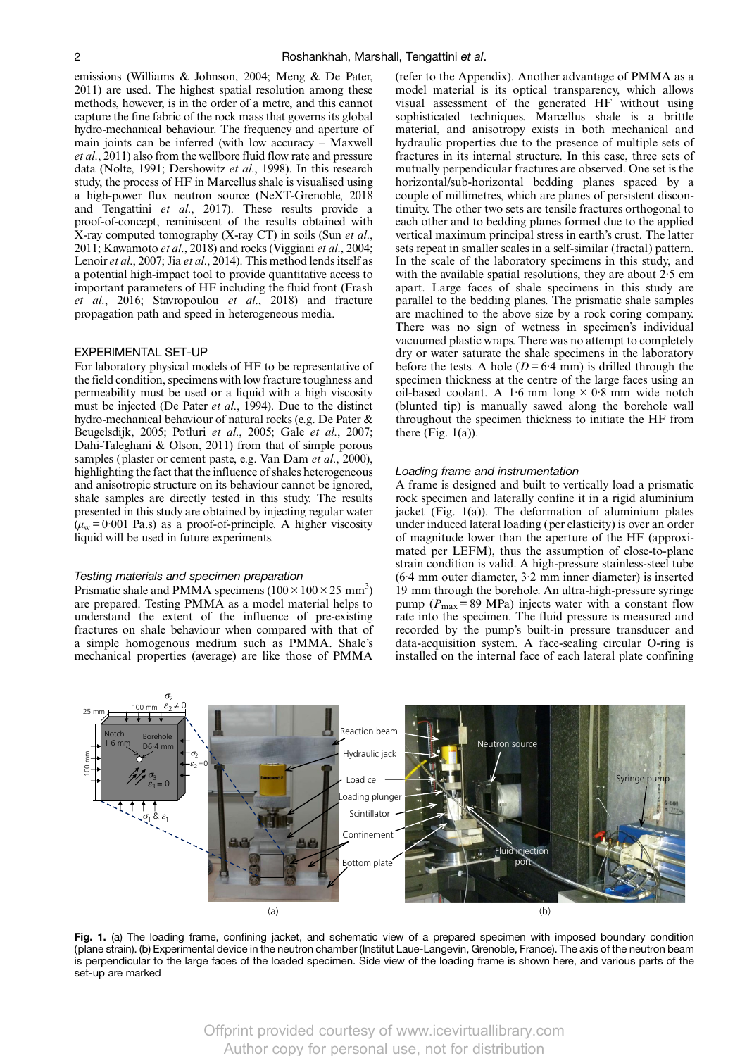emissions (Williams & Johnson, 2004; Meng & De Pater, 2011) are used. The highest spatial resolution among these methods, however, is in the order of a metre, and this cannot capture the fine fabric of the rock mass that governs its global hydro-mechanical behaviour. The frequency and aperture of main joints can be inferred (with low accuracy – Maxwell *et al.*, 2011) also from the wellbore fluid flow rate and pressure data (Nolte, 1991; Dershowitz *et al.*, 1998). In this research study, the process of HF in Marcellus shale is visualised using a high-power flux neutron source (NeXT-Grenoble, 2018 and Tengattini *et al.*, 2017). These results provide a proof-of-concept, reminiscent of the results obtained with X-ray computed tomography (X-ray CT) in soils (Sun *et al.*, 2011; Kawamoto *et al.*, 2018) and rocks (Viggiani *et al.*, 2004; Lenoir *et al.*, 2007; Jia *et al.*, 2014). This method lends itself as a potential high-impact tool to provide quantitative access to important parameters of HF including the fluid front (Frash *et al.*, 2016; Stavropoulou *et al.*, 2018) and fracture propagation path and speed in heterogeneous media.

## EXPERIMENTAL SET-UP

For laboratory physical models of HF to be representative of the field condition, specimens with low fracture toughness and permeability must be used or a liquid with a high viscosity must be injected (De Pater *et al.*, 1994). Due to the distinct hydro-mechanical behaviour of natural rocks (e.g. De Pater & Beugelsdijk, 2005; Potluri *et al.*, 2005; Gale *et al.*, 2007; Dahi-Taleghani & Olson, 2011) from that of simple porous samples (plaster or cement paste, e.g. Van Dam *et al.*, 2000), highlighting the fact that the influence of shales heterogeneous and anisotropic structure on its behaviour cannot be ignored, shale samples are directly tested in this study. The results presented in this study are obtained by injecting regular water ($\mu_w = 0{\cdot}001$ Pa.s) as a proof-of-principle. A higher viscosity liquid will be used in future experiments.

### *Testing materials and specimen preparation*

Prismatic shale and PMMA specimens ($100 \times 100 \times 25$ mm$^3$) are prepared. Testing PMMA as a model material helps to understand the extent of the influence of pre-existing fractures on shale behaviour when compared with that of a simple homogenous medium such as PMMA. Shale's mechanical properties (average) are like those of PMMA (refer to the Appendix). Another advantage of PMMA as a model material is its optical transparency, which allows visual assessment of the generated HF without using sophisticated techniques. Marcellus shale is a brittle material, and anisotropy exists in both mechanical and hydraulic properties due to the presence of multiple sets of fractures in its internal structure. In this case, three sets of mutually perpendicular fractures are observed. One set is the horizontal/sub-horizontal bedding planes spaced by a couple of millimetres, which are planes of persistent discontinuity. The other two sets are tensile fractures orthogonal to each other and to bedding planes formed due to the applied vertical maximum principal stress in earth's crust. The latter sets repeat in smaller scales in a self-similar (fractal) pattern. In the scale of the laboratory specimens in this study, and with the available spatial resolutions, they are about 2·5 cm apart. Large faces of shale specimens in this study are parallel to the bedding planes. The prismatic shale samples are machined to the above size by a rock coring company. There was no sign of wetness in specimen's individual vacuumed plastic wraps. There was no attempt to completely dry or water saturate the shale specimens in the laboratory before the tests. A hole ($D = 6{\cdot}4$ mm) is drilled through the specimen thickness at the centre of the large faces using an oil-based coolant. A 1·6 mm long × 0·8 mm wide notch (blunted tip) is manually sawed along the borehole wall throughout the specimen thickness to initiate the HF from there (Fig. 1(a)).

### *Loading frame and instrumentation*

A frame is designed and built to vertically load a prismatic rock specimen and laterally confine it in a rigid aluminium jacket (Fig. 1(a)). The deformation of aluminium plates under induced lateral loading (per elasticity) is over an order of magnitude lower than the aperture of the HF (approximated per LEFM), thus the assumption of close-to-plane strain condition is valid. A high-pressure stainless-steel tube (6·4 mm outer diameter, 3·2 mm inner diameter) is inserted 19 mm through the borehole. An ultra-high-pressure syringe pump ($P_{max} = 89$ MPa) injects water with a constant flow rate into the specimen. The fluid pressure is measured and recorded by the pump's built-in pressure transducer and data-acquisition system. A face-sealing circular O-ring is installed on the internal face of each lateral plate confining

**Fig. 1.** (a) The loading frame, confining jacket, and schematic view of a prepared specimen with imposed boundary condition (plane strain). (b) Experimental device in the neutron chamber (Institut Laue-Langevin, Grenoble, France). The axis of the neutron beam is perpendicular to the large faces of the loaded specimen. Side view of the loading frame is shown here, and various parts of the set-up are marked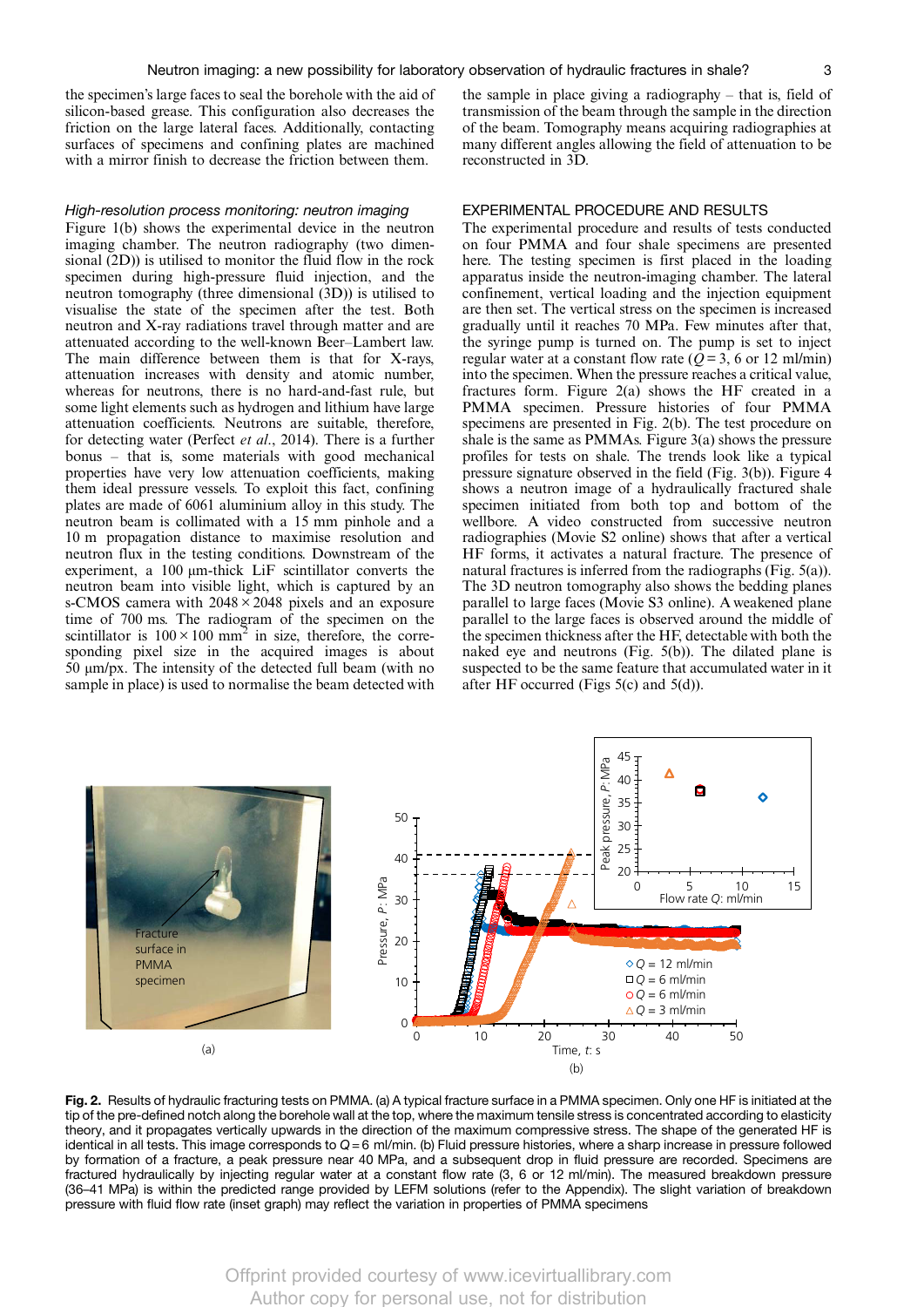the specimen's large faces to seal the borehole with the aid of silicon-based grease. This configuration also decreases the friction on the large lateral faces. Additionally, contacting surfaces of specimens and confining plates are machined with a mirror finish to decrease the friction between them.

### *High-resolution process monitoring: neutron imaging*

Figure 1(b) shows the experimental device in the neutron imaging chamber. The neutron radiography (two dimensional (2D)) is utilised to monitor the fluid flow in the rock specimen during high-pressure fluid injection, and the neutron tomography (three dimensional (3D)) is utilised to visualise the state of the specimen after the test. Both neutron and X-ray radiations travel through matter and are attenuated according to the well-known Beer–Lambert law. The main difference between them is that for X-rays, attenuation increases with density and atomic number, whereas for neutrons, there is no hard-and-fast rule, but some light elements such as hydrogen and lithium have large attenuation coefficients. Neutrons are suitable, therefore, for detecting water (Perfect *et al.*, 2014). There is a further bonus – that is, some materials with good mechanical properties have very low attenuation coefficients, making them ideal pressure vessels. To exploit this fact, confining plates are made of 6061 aluminium alloy in this study. The neutron beam is collimated with a 15 mm pinhole and a 10 m propagation distance to maximise resolution and neutron flux in the testing conditions. Downstream of the experiment, a 100 μm-thick LiF scintillator converts the neutron beam into visible light, which is captured by an s-CMOS camera with 2048 × 2048 pixels and an exposure time of 700 ms. The radiogram of the specimen on the scintillator is $100 \times 100$ mm$^2$ in size, therefore, the corresponding pixel size in the acquired images is about 50 μm/px. The intensity of the detected full beam (with no sample in place) is used to normalise the beam detected with the sample in place giving a radiography – that is, field of transmission of the beam through the sample in the direction of the beam. Tomography means acquiring radiographies at many different angles allowing the field of attenuation to be reconstructed in 3D.

## EXPERIMENTAL PROCEDURE AND RESULTS

The experimental procedure and results of tests conducted on four PMMA and four shale specimens are presented here. The testing specimen is first placed in the loading apparatus inside the neutron-imaging chamber. The lateral confinement, vertical loading and the injection equipment are then set. The vertical stress on the specimen is increased gradually until it reaches 70 MPa. Few minutes after that, the syringe pump is turned on. The pump is set to inject regular water at a constant flow rate ($Q$ = 3, 6 or 12 ml/min) into the specimen. When the pressure reaches a critical value, fractures form. Figure 2(a) shows the HF created in a PMMA specimen. Pressure histories of four PMMA specimens are presented in Fig. 2(b). The test procedure on shale is the same as PMMAs. Figure 3(a) shows the pressure profiles for tests on shale. The trends look like a typical pressure signature observed in the field (Fig. 3(b)). Figure 4 shows a neutron image of a hydraulically fractured shale specimen initiated from both top and bottom of the wellbore. A video constructed from successive neutron radiographies (Movie S2 online) shows that after a vertical HF forms, it activates a natural fracture. The presence of natural fractures is inferred from the radiographs (Fig. 5(a)). The 3D neutron tomography also shows the bedding planes parallel to large faces (Movie S3 online). A weakened plane parallel to the large faces is observed around the middle of the specimen thickness after the HF, detectable with both the naked eye and neutrons (Fig. 5(b)). The dilated plane is suspected to be the same feature that accumulated water in it after HF occurred (Figs 5(c) and 5(d)).

**Fig. 2.** Results of hydraulic fracturing tests on PMMA. (a) A typical fracture surface in a PMMA specimen. Only one HF is initiated at the tip of the pre-defined notch along the borehole wall at the top, where the maximum tensile stress is concentrated according to elasticity theory, and it propagates vertically upwards in the direction of the maximum compressive stress. The shape of the generated HF is identical in all tests. This image corresponds to $Q$ = 6 ml/min. (b) Fluid pressure histories, where a sharp increase in pressure followed by formation of a fracture, a peak pressure near 40 MPa, and a subsequent drop in fluid pressure are recorded. Specimens are fractured hydraulically by injecting regular water at a constant flow rate (3, 6 or 12 ml/min). The measured breakdown pressure (36–41 MPa) is within the predicted range provided by LEFM solutions (refer to the Appendix). The slight variation of breakdown pressure with fluid flow rate (inset graph) may reflect the variation in properties of PMMA specimens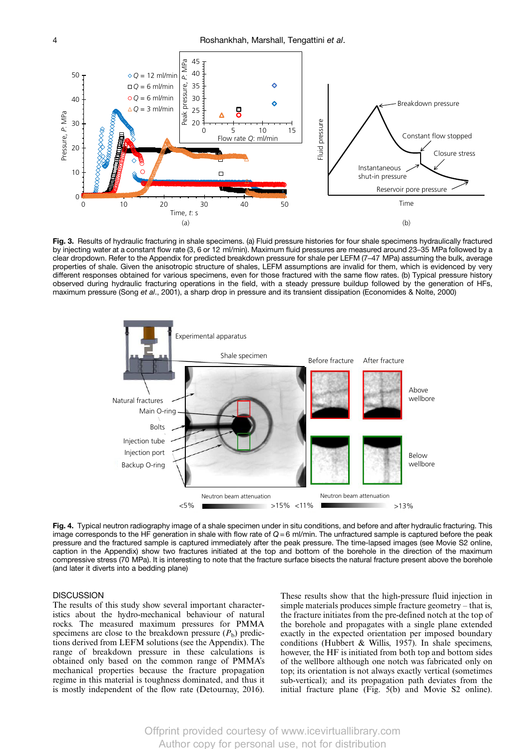**Fig. 3.** Results of hydraulic fracturing in shale specimens. (a) Fluid pressure histories for four shale specimens hydraulically fractured by injecting water at a constant flow rate (3, 6 or 12 ml/min). Maximum fluid pressures are measured around 23–35 MPa followed by a clear dropdown. Refer to the Appendix for predicted breakdown pressure for shale per LEFM (7–47 MPa) assuming the bulk, average properties of shale. Given the anisotropic structure of shales, LEFM assumptions are invalid for them, which is evidenced by very different responses obtained for various specimens, even for those fractured with the same flow rates. (b) Typical pressure history observed during hydraulic fracturing operations in the field, with a steady pressure buildup followed by the generation of HFs, maximum pressure (Song *et al*., 2001), a sharp drop in pressure and its transient dissipation (Economides & Nolte, 2000)

**Fig. 4.** Typical neutron radiography image of a shale specimen under in situ conditions, and before and after hydraulic fracturing. This image corresponds to the HF generation in shale with flow rate of $Q = 6$ ml/min. The unfractured sample is captured before the peak pressure and the fractured sample is captured immediately after the peak pressure. The time-lapsed images (see Movie S2 online, caption in the Appendix) show two fractures initiated at the top and bottom of the borehole in the direction of the maximum compressive stress (70 MPa). It is interesting to note that the fracture surface bisects the natural fracture present above the borehole (and later it diverts into a bedding plane)

## DISCUSSION

The results of this study show several important characteristics about the hydro-mechanical behaviour of natural rocks. The measured maximum pressures for PMMA specimens are close to the breakdown pressure ($P_b$) predictions derived from LEFM solutions (see the Appendix). The range of breakdown pressure in these calculations is obtained only based on the common range of PMMA's mechanical properties because the fracture propagation regime in this material is toughness dominated, and thus it is mostly independent of the flow rate (Detournay, 2016).

These results show that the high-pressure fluid injection in simple materials produces simple fracture geometry – that is, the fracture initiates from the pre-defined notch at the top of the borehole and propagates with a single plane extended exactly in the expected orientation per imposed boundary conditions (Hubbert & Willis, 1957). In shale specimens, however, the HF is initiated from both top and bottom sides of the wellbore although one notch was fabricated only on top; its orientation is not always exactly vertical (sometimes sub-vertical); and its propagation path deviates from the initial fracture plane (Fig. 5(b) and Movie S2 online).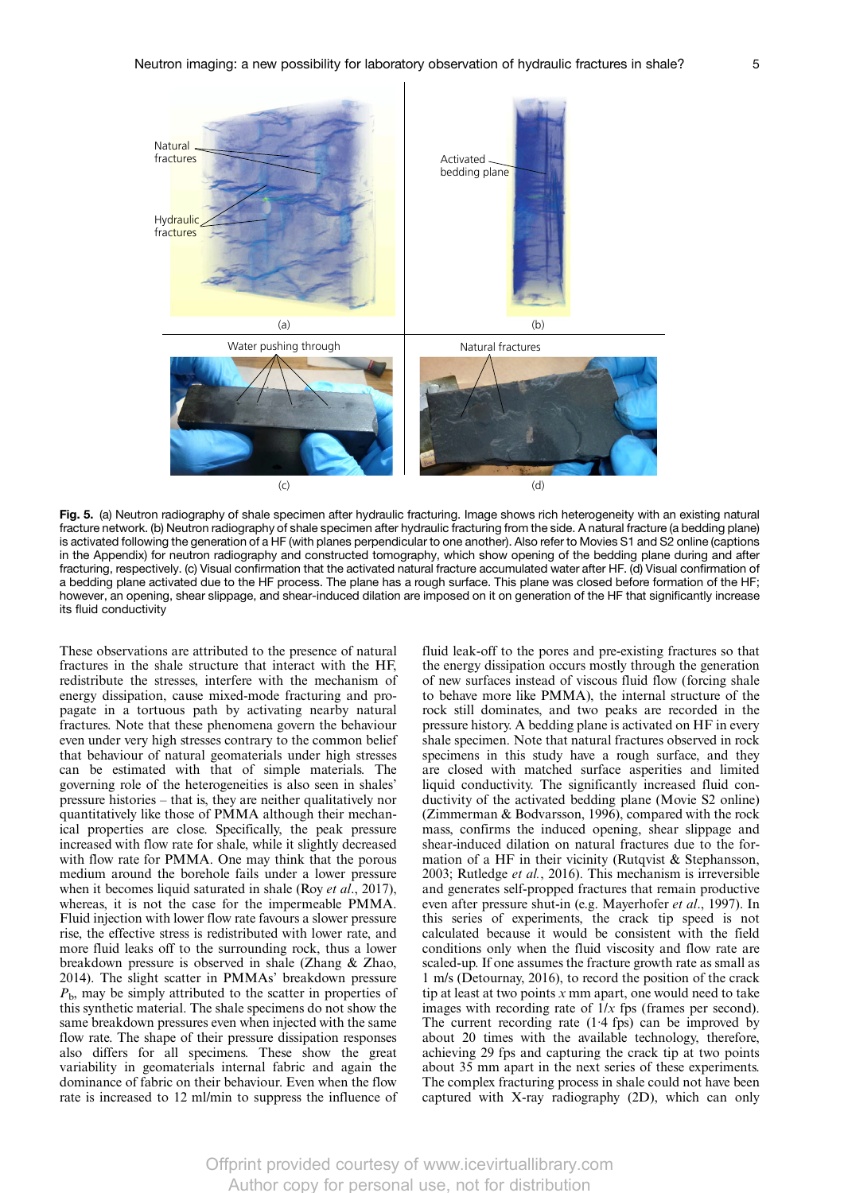Fig. 5. (a) Neutron radiography of shale specimen after hydraulic fracturing. Image shows rich heterogeneity with an existing natural fracture network. (b) Neutron radiography of shale specimen after hydraulic fracturing from the side. A natural fracture (a bedding plane) is activated following the generation of a HF (with planes perpendicular to one another). Also refer to Movies S1 and S2 online (captions in the Appendix) for neutron radiography and constructed tomography, which show opening of the bedding plane during and after fracturing, respectively. (c) Visual confirmation that the activated natural fracture accumulated water after HF. (d) Visual confirmation of a bedding plane activated due to the HF process. The plane has a rough surface. This plane was closed before formation of the HF; however, an opening, shear slippage, and shear-induced dilation are imposed on it on generation of the HF that significantly increase its fluid conductivity

These observations are attributed to the presence of natural fractures in the shale structure that interact with the HF, redistribute the stresses, interfere with the mechanism of energy dissipation, cause mixed-mode fracturing and propagate in a tortuous path by activating nearby natural fractures. Note that these phenomena govern the behaviour even under very high stresses contrary to the common belief that behaviour of natural geomaterials under high stresses can be estimated with that of simple materials. The governing role of the heterogeneities is also seen in shales' pressure histories – that is, they are neither qualitatively nor quantitatively like those of PMMA although their mechanical properties are close. Specifically, the peak pressure increased with flow rate for shale, while it slightly decreased with flow rate for PMMA. One may think that the porous medium around the borehole fails under a lower pressure when it becomes liquid saturated in shale (Roy *et al.*, 2017), whereas, it is not the case for the impermeable PMMA. Fluid injection with lower flow rate favours a slower pressure rise, the effective stress is redistributed with lower rate, and more fluid leaks off to the surrounding rock, thus a lower breakdown pressure is observed in shale (Zhang & Zhao, 2014). The slight scatter in PMMAs' breakdown pressure $P_b$, may be simply attributed to the scatter in properties of this synthetic material. The shale specimens do not show the same breakdown pressures even when injected with the same flow rate. The shape of their pressure dissipation responses also differs for all specimens. These show the great variability in geomaterials internal fabric and again the dominance of fabric on their behaviour. Even when the flow rate is increased to 12 ml/min to suppress the influence of fluid leak-off to the pores and pre-existing fractures so that the energy dissipation occurs mostly through the generation of new surfaces instead of viscous fluid flow (forcing shale to behave more like PMMA), the internal structure of the rock still dominates, and two peaks are recorded in the pressure history. A bedding plane is activated on HF in every shale specimen. Note that natural fractures observed in rock specimens in this study have a rough surface, and they are closed with matched surface asperities and limited liquid conductivity. The significantly increased fluid conductivity of the activated bedding plane (Movie S2 online) (Zimmerman & Bodvarsson, 1996), compared with the rock mass, confirms the induced opening, shear slippage and shear-induced dilation on natural fractures due to the formation of a HF in their vicinity (Rutqvist & Stephansson, 2003; Rutledge *et al.*, 2016). This mechanism is irreversible and generates self-propped fractures that remain productive even after pressure shut-in (e.g. Mayerhofer *et al.*, 1997). In this series of experiments, the crack tip speed is not calculated because it would be consistent with the field conditions only when the fluid viscosity and flow rate are scaled-up. If one assumes the fracture growth rate as small as 1 m/s (Detournay, 2016), to record the position of the crack tip at least at two points $x$ mm apart, one would need to take images with recording rate of $1/x$ fps (frames per second). The current recording rate (1·4 fps) can be improved by about 20 times with the available technology, therefore, achieving 29 fps and capturing the crack tip at two points about 35 mm apart in the next series of these experiments. The complex fracturing process in shale could not have been captured with X-ray radiography (2D), which can only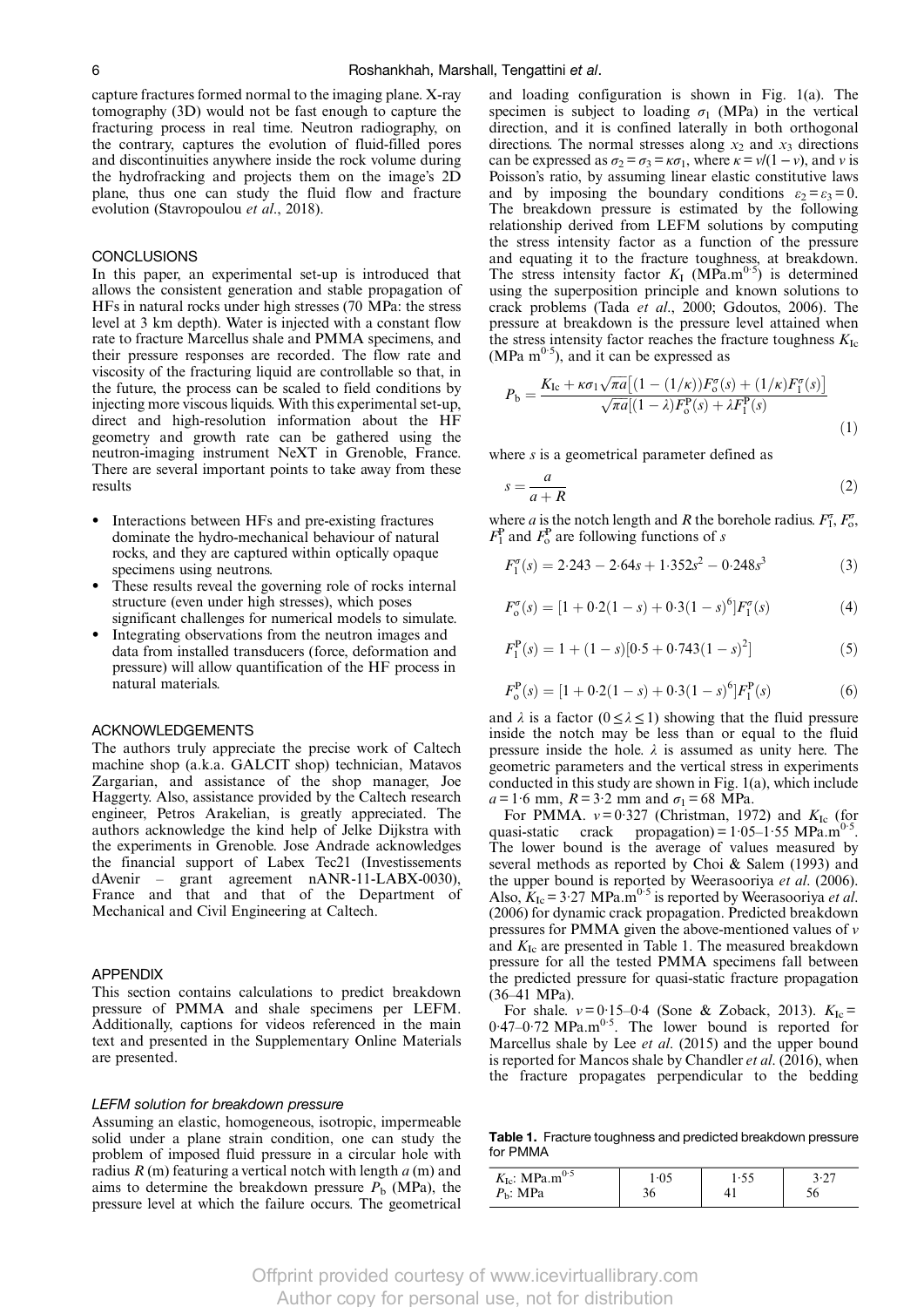capture fractures formed normal to the imaging plane. X-ray tomography (3D) would not be fast enough to capture the fracturing process in real time. Neutron radiography, on the contrary, captures the evolution of fluid-filled pores and discontinuities anywhere inside the rock volume during the hydrofracking and projects them on the image's 2D plane, thus one can study the fluid flow and fracture evolution (Stavropoulou *et al*., 2018).

## CONCLUSIONS

In this paper, an experimental set-up is introduced that allows the consistent generation and stable propagation of HFs in natural rocks under high stresses (70 MPa: the stress level at 3 km depth). Water is injected with a constant flow rate to fracture Marcellus shale and PMMA specimens, and their pressure responses are recorded. The flow rate and viscosity of the fracturing liquid are controllable so that, in the future, the process can be scaled to field conditions by injecting more viscous liquids. With this experimental set-up, direct and high-resolution information about the HF geometry and growth rate can be gathered using the neutron-imaging instrument NeXT in Grenoble, France. There are several important points to take away from these results

- Interactions between HFs and pre-existing fractures dominate the hydro-mechanical behaviour of natural rocks, and they are captured within optically opaque specimens using neutrons.
- These results reveal the governing role of rocks internal structure (even under high stresses), which poses significant challenges for numerical models to simulate.
- Integrating observations from the neutron images and data from installed transducers (force, deformation and pressure) will allow quantification of the HF process in natural materials.

## ACKNOWLEDGEMENTS

The authors truly appreciate the precise work of Caltech machine shop (a.k.a. GALCIT shop) technician, Matavos Zargarian, and assistance of the shop manager, Joe Haggerty. Also, assistance provided by the Caltech research engineer, Petros Arakelian, is greatly appreciated. The authors acknowledge the kind help of Jelke Dijkstra with the experiments in Grenoble. Jose Andrade acknowledges the financial support of Labex Tec21 (Investissements dAvenir – grant agreement nANR-11-LABX-0030), France and that and that of the Department of Mechanical and Civil Engineering at Caltech.

## APPENDIX

This section contains calculations to predict breakdown pressure of PMMA and shale specimens per LEFM. Additionally, captions for videos referenced in the main text and presented in the Supplementary Online Materials are presented.

### *LEFM solution for breakdown pressure*

Assuming an elastic, homogeneous, isotropic, impermeable solid under a plane strain condition, one can study the problem of imposed fluid pressure in a circular hole with radius $R$ (m) featuring a vertical notch with length $a$ (m) and aims to determine the breakdown pressure $P_b$ (MPa), the pressure level at which the failure occurs. The geometrical and loading configuration is shown in Fig. 1(a). The specimen is subject to loading $\sigma_1$ (MPa) in the vertical direction, and it is confined laterally in both orthogonal directions. The normal stresses along $x_2$ and $x_3$ directions can be expressed as $\sigma_2 = \sigma_3 = \kappa\sigma_1$, where $\kappa = \nu/(1-\nu)$, and $\nu$ is Poisson's ratio, by assuming linear elastic constitutive laws and by imposing the boundary conditions $\varepsilon_2 = \varepsilon_3 = 0$. The breakdown pressure is estimated by the following relationship derived from LEFM solutions by computing the stress intensity factor as a function of the pressure and equating it to the fracture toughness, at breakdown. The stress intensity factor $K_I$ (MPa.m$^{0.5}$) is determined using the superposition principle and known solutions to crack problems (Tada *et al*., 2000; Gdoutos, 2006). The pressure at breakdown is the pressure level attained when the stress intensity factor reaches the fracture toughness $K_{Ic}$ (MPa m$^{0.5}$), and it can be expressed as

$$P_b = \frac{K_{Ic} + \kappa\sigma_1\sqrt{\pi a}\left[(1-(1/\kappa))F_o^{\sigma}(s) + (1/\kappa)F_1^{\sigma}(s)\right]}{\sqrt{\pi a}\left[(1-\lambda)F_o^{P}(s) + \lambda F_1^{P}(s)\right]} \tag{1}$$

where $s$ is a geometrical parameter defined as

$$s = \frac{a}{a+R} \tag{2}$$

where $a$ is the notch length and $R$ the borehole radius. $F_1^{\sigma}$, $F_o^{\sigma}$, $F_1^{P}$ and $F_o^{P}$ are following functions of $s$

$$F_1^{\sigma}(s) = 2{\cdot}243 - 2{\cdot}64s + 1{\cdot}352s^2 - 0{\cdot}248s^3 \tag{3}$$

$$F_o^{\sigma}(s) = [1 + 0{\cdot}2(1-s) + 0{\cdot}3(1-s)^6]F_1^{\sigma}(s) \tag{4}$$

$$F_1^{P}(s) = 1 + (1-s)[0{\cdot}5 + 0{\cdot}743(1-s)^2] \tag{5}$$

$$F_o^{P}(s) = [1 + 0{\cdot}2(1-s) + 0{\cdot}3(1-s)^6]F_1^{P}(s) \tag{6}$$

and $\lambda$ is a factor ($0 \le \lambda \le 1$) showing that the fluid pressure inside the notch may be less than or equal to the fluid pressure inside the hole. $\lambda$ is assumed as unity here. The geometric parameters and the vertical stress in experiments conducted in this study are shown in Fig. 1(a), which include $a = 1{\cdot}6$ mm, $R = 3{\cdot}2$ mm and $\sigma_1 = 68$ MPa.

For PMMA. $\nu = 0{\cdot}327$ (Christman, 1972) and $K_{Ic}$ (for quasi-static crack propagation) = 1·05–1·55 MPa.m$^{0.5}$. The lower bound is the average of values measured by several methods as reported by Choi & Salem (1993) and the upper bound is reported by Weerasooriya *et al*. (2006). Also, $K_{Ic} = 3{\cdot}27$ MPa.m$^{0.5}$ is reported by Weerasooriya *et al*. (2006) for dynamic crack propagation. Predicted breakdown pressures for PMMA given the above-mentioned values of $\nu$ and $K_{Ic}$ are presented in Table 1. The measured breakdown pressure for all the tested PMMA specimens fall between the predicted pressure for quasi-static fracture propagation (36–41 MPa).

For shale. $\nu = 0{\cdot}15$–$0{\cdot}4$ (Sone & Zoback, 2013). $K_{Ic}$ = 0·47–0·72 MPa.m$^{0.5}$. The lower bound is reported for Marcellus shale by Lee *et al*. (2015) and the upper bound is reported for Mancos shale by Chandler *et al*. (2016), when the fracture propagates perpendicular to the bedding

**Table 1.** Fracture toughness and predicted breakdown pressure for PMMA

| $K_{Ic}$: MPa.m$^{0.5}$ | 1·05 | 1·55 | 3·27 |
|---|---|---|---|
| $P_b$: MPa | 36 | 41 | 56 |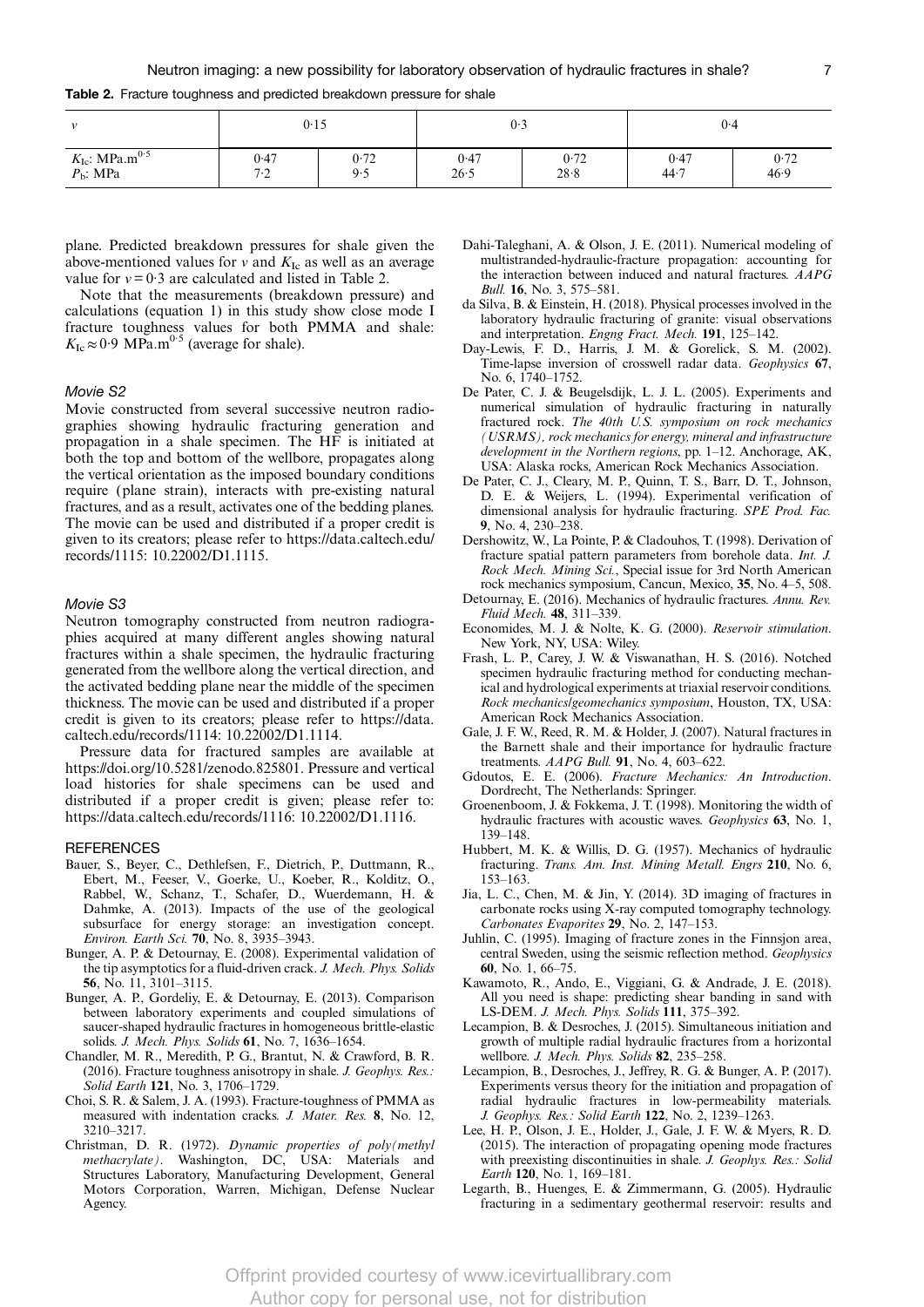**Table 2.** Fracture toughness and predicted breakdown pressure for shale

| $v$ | 0·15 | | 0·3 | | 0·4 | |
|---|---|---|---|---|---|---|
| $K_{Ic}$: MPa.m$^{0.5}$ | 0·47 | 0·72 | 0·47 | 0·72 | 0·47 | 0·72 |
| $P_b$: MPa | 7·2 | 9·5 | 26·5 | 28·8 | 44·7 | 46·9 |

plane. Predicted breakdown pressures for shale given the above-mentioned values for $v$ and $K_{Ic}$ as well as an average value for $v = 0{\cdot}3$ are calculated and listed in Table 2.

Note that the measurements (breakdown pressure) and calculations (equation 1) in this study show close mode I fracture toughness values for both PMMA and shale: $K_{Ic} \approx 0{\cdot}9$ MPa.m$^{0.5}$ (average for shale).

### *Movie S2*

Movie constructed from several successive neutron radiographies showing hydraulic fracturing generation and propagation in a shale specimen. The HF is initiated at both the top and bottom of the wellbore, propagates along the vertical orientation as the imposed boundary conditions require (plane strain), interacts with pre-existing natural fractures, and as a result, activates one of the bedding planes. The movie can be used and distributed if a proper credit is given to its creators; please refer to https://data.caltech.edu/records/1115: 10.22002/D1.1115.

### *Movie S3*

Neutron tomography constructed from neutron radiographies acquired at many different angles showing natural fractures within a shale specimen, the hydraulic fracturing generated from the wellbore along the vertical direction, and the activated bedding plane near the middle of the specimen thickness. The movie can be used and distributed if a proper credit is given to its creators; please refer to https://data.caltech.edu/records/1114: 10.22002/D1.1114.

Pressure data for fractured samples are available at https://doi.org/10.5281/zenodo.825801. Pressure and vertical load histories for shale specimens can be used and distributed if a proper credit is given; please refer to: https://data.caltech.edu/records/1116: 10.22002/D1.1116.

## REFERENCES

Bauer, S., Beyer, C., Dethlefsen, F., Dietrich, P., Duttmann, R., Ebert, M., Feeser, V., Goerke, U., Koeber, R., Kolditz, O., Rabbel, W., Schanz, T., Schafer, D., Wuerdemann, H. & Dahmke, A. (2013). Impacts of the use of the geological subsurface for energy storage: an investigation concept. *Environ. Earth Sci.* **70**, No. 8, 3935–3943.

Bunger, A. P. & Detournay, E. (2008). Experimental validation of the tip asymptotics for a fluid-driven crack. *J. Mech. Phys. Solids* **56**, No. 11, 3101–3115.

Bunger, A. P., Gordeliy, E. & Detournay, E. (2013). Comparison between laboratory experiments and coupled simulations of saucer-shaped hydraulic fractures in homogeneous brittle-elastic solids. *J. Mech. Phys. Solids* **61**, No. 7, 1636–1654.

Chandler, M. R., Meredith, P. G., Brantut, N. & Crawford, B. R. (2016). Fracture toughness anisotropy in shale. *J. Geophys. Res.: Solid Earth* **121**, No. 3, 1706–1729.

Choi, S. R. & Salem, J. A. (1993). Fracture-toughness of PMMA as measured with indentation cracks. *J. Mater. Res.* **8**, No. 12, 3210–3217.

Christman, D. R. (1972). *Dynamic properties of poly(methyl methacrylate)*. Washington, DC, USA: Materials and Structures Laboratory, Manufacturing Development, General Motors Corporation, Warren, Michigan, Defense Nuclear Agency.

Dahi-Taleghani, A. & Olson, J. E. (2011). Numerical modeling of multistranded-hydraulic-fracture propagation: accounting for the interaction between induced and natural fractures. *AAPG Bull.* **16**, No. 3, 575–581.

da Silva, B. & Einstein, H. (2018). Physical processes involved in the laboratory hydraulic fracturing of granite: visual observations and interpretation. *Engng Fract. Mech.* **191**, 125–142.

Day-Lewis, F. D., Harris, J. M. & Gorelick, S. M. (2002). Time-lapse inversion of crosswell radar data. *Geophysics* **67**, No. 6, 1740–1752.

De Pater, C. J. & Beugelsdijk, L. J. L. (2005). Experiments and numerical simulation of hydraulic fracturing in naturally fractured rock. *The 40th U.S. symposium on rock mechanics (USRMS), rock mechanics for energy, mineral and infrastructure development in the Northern regions*, pp. 1–12. Anchorage, AK, USA: Alaska rocks, American Rock Mechanics Association.

De Pater, C. J., Cleary, M. P., Quinn, T. S., Barr, D. T., Johnson, D. E. & Weijers, L. (1994). Experimental verification of dimensional analysis for hydraulic fracturing. *SPE Prod. Fac.* **9**, No. 4, 230–238.

Dershowitz, W., La Pointe, P. & Cladouhos, T. (1998). Derivation of fracture spatial pattern parameters from borehole data. *Int. J. Rock Mech. Mining Sci.*, Special issue for 3rd North American rock mechanics symposium, Cancun, Mexico, **35**, No. 4–5, 508.

Detournay, E. (2016). Mechanics of hydraulic fractures. *Annu. Rev. Fluid Mech.* **48**, 311–339.

Economides, M. J. & Nolte, K. G. (2000). *Reservoir stimulation*. New York, NY, USA: Wiley.

Frash, L. P., Carey, J. W. & Viswanathan, H. S. (2016). Notched specimen hydraulic fracturing method for conducting mechanical and hydrological experiments at triaxial reservoir conditions. *Rock mechanics/geomechanics symposium*, Houston, TX, USA: American Rock Mechanics Association.

Gale, J. F. W., Reed, R. M. & Holder, J. (2007). Natural fractures in the Barnett shale and their importance for hydraulic fracture treatments. *AAPG Bull.* **91**, No. 4, 603–622.

Gdoutos, E. E. (2006). *Fracture Mechanics: An Introduction*. Dordrecht, The Netherlands: Springer.

Groenenboom, J. & Fokkema, J. T. (1998). Monitoring the width of hydraulic fractures with acoustic waves. *Geophysics* **63**, No. 1, 139–148.

Hubbert, M. K. & Willis, D. G. (1957). Mechanics of hydraulic fracturing. *Trans. Am. Inst. Mining Metall. Engrs* **210**, No. 6, 153–163.

Jia, L. C., Chen, M. & Jin, Y. (2014). 3D imaging of fractures in carbonate rocks using X-ray computed tomography technology. *Carbonates Evaporites* **29**, No. 2, 147–153.

Juhlin, C. (1995). Imaging of fracture zones in the Finnsjon area, central Sweden, using the seismic reflection method. *Geophysics* **60**, No. 1, 66–75.

Kawamoto, R., Ando, E., Viggiani, G. & Andrade, J. E. (2018). All you need is shape: predicting shear banding in sand with LS-DEM. *J. Mech. Phys. Solids* **111**, 375–392.

Lecampion, B. & Desroches, J. (2015). Simultaneous initiation and growth of multiple radial hydraulic fractures from a horizontal wellbore. *J. Mech. Phys. Solids* **82**, 235–258.

Lecampion, B., Desroches, J., Jeffrey, R. G. & Bunger, A. P. (2017). Experiments versus theory for the initiation and propagation of radial hydraulic fractures in low-permeability materials. *J. Geophys. Res.: Solid Earth* **122**, No. 2, 1239–1263.

Lee, H. P., Olson, J. E., Holder, J., Gale, J. F. W. & Myers, R. D. (2015). The interaction of propagating opening mode fractures with preexisting discontinuities in shale. *J. Geophys. Res.: Solid Earth* **120**, No. 1, 169–181.

Legarth, B., Huenges, E. & Zimmermann, G. (2005). Hydraulic fracturing in a sedimentary geothermal reservoir: results and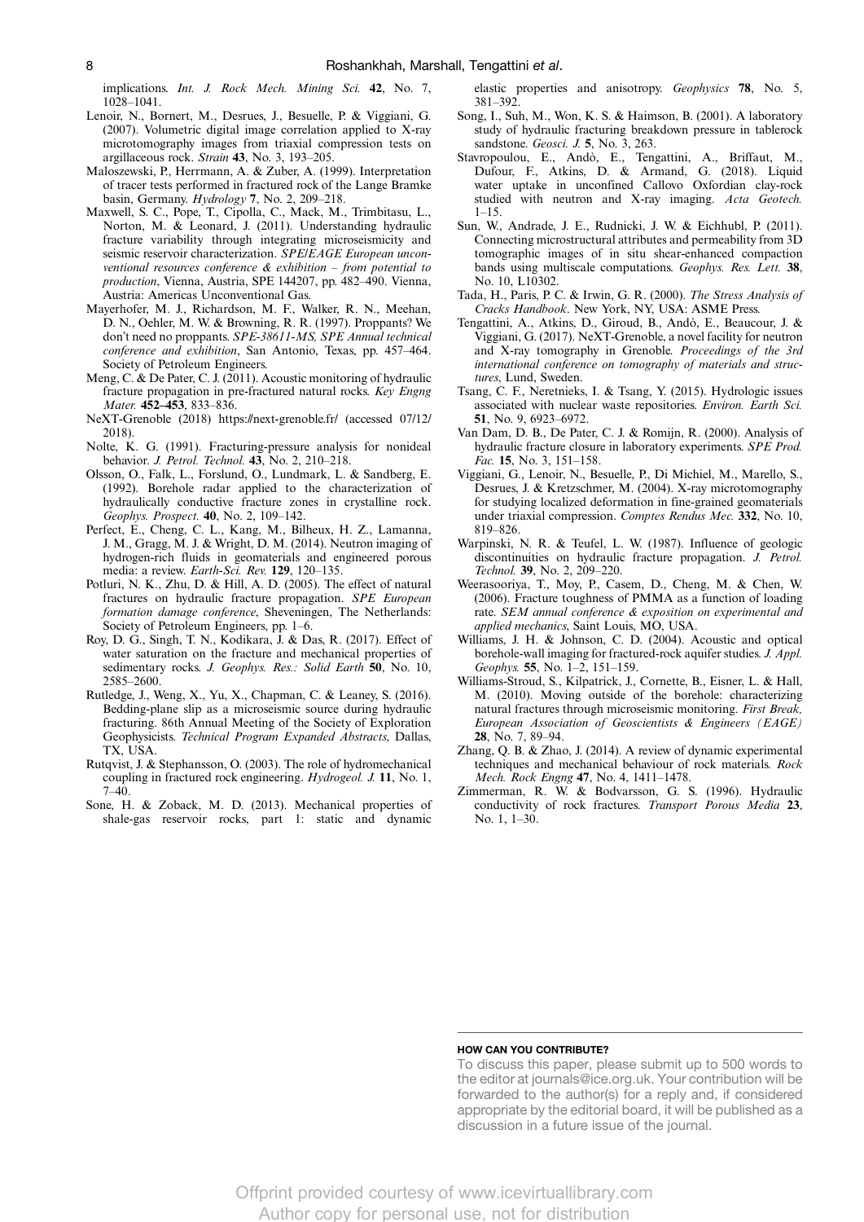implications. *Int. J. Rock Mech. Mining Sci.* **42**, No. 7, 1028–1041.

Lenoir, N., Bornert, M., Desrues, J., Besuelle, P. & Viggiani, G. (2007). Volumetric digital image correlation applied to X-ray microtomography images from triaxial compression tests on argillaceous rock. *Strain* **43**, No. 3, 193–205.

Maloszewski, P., Herrmann, A. & Zuber, A. (1999). Interpretation of tracer tests performed in fractured rock of the Lange Bramke basin, Germany. *Hydrology* **7**, No. 2, 209–218.

Maxwell, S. C., Pope, T., Cipolla, C., Mack, M., Trimbitasu, L., Norton, M. & Leonard, J. (2011). Understanding hydraulic fracture variability through integrating microseismicity and seismic reservoir characterization. *SPE/EAGE European unconventional resources conference & exhibition – from potential to production*, Vienna, Austria, SPE 144207, pp. 482–490. Vienna, Austria: Americas Unconventional Gas.

Mayerhofer, M. J., Richardson, M. F., Walker, R. N., Meehan, D. N., Oehler, M. W. & Browning, R. R. (1997). Proppants? We don't need no proppants. *SPE-38611-MS, SPE Annual technical conference and exhibition*, San Antonio, Texas, pp. 457–464. Society of Petroleum Engineers.

Meng, C. & De Pater, C. J. (2011). Acoustic monitoring of hydraulic fracture propagation in pre-fractured natural rocks. *Key Engng Mater.* **452–453**, 833–836.

NeXT-Grenoble (2018) https://next-grenoble.fr/ (accessed 07/12/2018).

Nolte, K. G. (1991). Fracturing-pressure analysis for nonideal behavior. *J. Petrol. Technol.* **43**, No. 2, 210–218.

Olsson, O., Falk, L., Forslund, O., Lundmark, L. & Sandberg, E. (1992). Borehole radar applied to the characterization of hydraulically conductive fracture zones in crystalline rock. *Geophys. Prospect.* **40**, No. 2, 109–142.

Perfect, E., Cheng, C. L., Kang, M., Bilheux, H. Z., Lamanna, J. M., Gragg, M. J. & Wright, D. M. (2014). Neutron imaging of hydrogen-rich fluids in geomaterials and engineered porous media: a review. *Earth-Sci. Rev.* **129**, 120–135.

Potluri, N. K., Zhu, D. & Hill, A. D. (2005). The effect of natural fractures on hydraulic fracture propagation. *SPE European formation damage conference*, Sheveningen, The Netherlands: Society of Petroleum Engineers, pp. 1–6.

Roy, D. G., Singh, T. N., Kodikara, J. & Das, R. (2017). Effect of water saturation on the fracture and mechanical properties of sedimentary rocks. *J. Geophys. Res.: Solid Earth* **50**, No. 10, 2585–2600.

Rutledge, J., Weng, X., Yu, X., Chapman, C. & Leaney, S. (2016). Bedding-plane slip as a microseismic source during hydraulic fracturing. 86th Annual Meeting of the Society of Exploration Geophysicists. *Technical Program Expanded Abstracts*, Dallas, TX, USA.

Rutqvist, J. & Stephansson, O. (2003). The role of hydromechanical coupling in fractured rock engineering. *Hydrogeol. J.* **11**, No. 1, 7–40.

Sone, H. & Zoback, M. D. (2013). Mechanical properties of shale-gas reservoir rocks, part 1: static and dynamic elastic properties and anisotropy. *Geophysics* **78**, No. 5, 381–392.

Song, I., Suh, M., Won, K. S. & Haimson, B. (2001). A laboratory study of hydraulic fracturing breakdown pressure in tablerock sandstone. *Geosci. J.* **5**, No. 3, 263.

Stavropoulou, E., Andò, E., Tengattini, A., Briffaut, M., Dufour, F., Atkins, D. & Armand, G. (2018). Liquid water uptake in unconfined Callovo Oxfordian clay-rock studied with neutron and X-ray imaging. *Acta Geotech.* 1–15.

Sun, W., Andrade, J. E., Rudnicki, J. W. & Eichhubl, P. (2011). Connecting microstructural attributes and permeability from 3D tomographic images of in situ shear-enhanced compaction bands using multiscale computations. *Geophys. Res. Lett.* **38**, No. 10, L10302.

Tada, H., Paris, P. C. & Irwin, G. R. (2000). *The Stress Analysis of Cracks Handbook*. New York, NY, USA: ASME Press.

Tengattini, A., Atkins, D., Giroud, B., Andò, E., Beaucour, J. & Viggiani, G. (2017). NeXT-Grenoble, a novel facility for neutron and X-ray tomography in Grenoble. *Proceedings of the 3rd international conference on tomography of materials and structures*, Lund, Sweden.

Tsang, C. F., Neretnieks, I. & Tsang, Y. (2015). Hydrologic issues associated with nuclear waste repositories. *Environ. Earth Sci.* **51**, No. 9, 6923–6972.

Van Dam, D. B., De Pater, C. J. & Romijn, R. (2000). Analysis of hydraulic fracture closure in laboratory experiments. *SPE Prod. Fac.* **15**, No. 3, 151–158.

Viggiani, G., Lenoir, N., Besuelle, P., Di Michiel, M., Marello, S., Desrues, J. & Kretzschmer, M. (2004). X-ray microtomography for studying localized deformation in fine-grained geomaterials under triaxial compression. *Comptes Rendus Mec.* **332**, No. 10, 819–826.

Warpinski, N. R. & Teufel, L. W. (1987). Influence of geologic discontinuities on hydraulic fracture propagation. *J. Petrol. Technol.* **39**, No. 2, 209–220.

Weerasooriya, T., Moy, P., Casem, D., Cheng, M. & Chen, W. (2006). Fracture toughness of PMMA as a function of loading rate. *SEM annual conference & exposition on experimental and applied mechanics*, Saint Louis, MO, USA.

Williams, J. H. & Johnson, C. D. (2004). Acoustic and optical borehole-wall imaging for fractured-rock aquifer studies. *J. Appl. Geophys.* **55**, No. 1–2, 151–159.

Williams-Stroud, S., Kilpatrick, J., Cornette, B., Eisner, L. & Hall, M. (2010). Moving outside of the borehole: characterizing natural fractures through microseismic monitoring. *First Break, European Association of Geoscientists & Engineers (EAGE)* **28**, No. 7, 89–94.

Zhang, Q. B. & Zhao, J. (2014). A review of dynamic experimental techniques and mechanical behaviour of rock materials. *Rock Mech. Rock Engng* **47**, No. 4, 1411–1478.

Zimmerman, R. W. & Bodvarsson, G. S. (1996). Hydraulic conductivity of rock fractures. *Transport Porous Media* **23**, No. 1, 1–30.

**HOW CAN YOU CONTRIBUTE?**

To discuss this paper, please submit up to 500 words to the editor at journals@ice.org.uk. Your contribution will be forwarded to the author(s) for a reply and, if considered appropriate by the editorial board, it will be published as a discussion in a future issue of the journal.

Offprint provided courtesy of www.icevirtuallibrary.com
Author copy for personal use, not for distribution